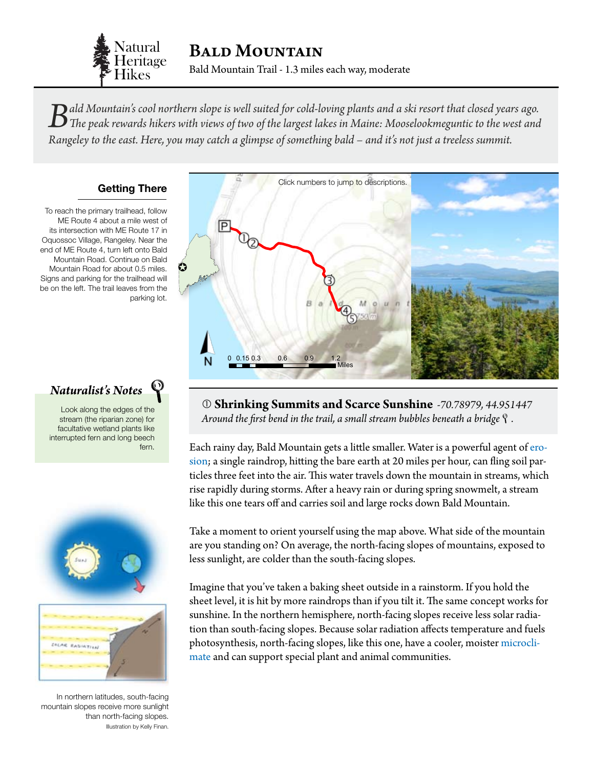# Bald Mountain

Bald Mountain Trail - 1.3 miles each way, moderate

*Bald Mountain's cool northern slope is well suited for cold-loving plants and a ski resort that closed years ago. The peak rewards hikers with views of two of the largest lakes in Maine: Mooselookmeguntic to the west and Rangeley to the east. Here, you may catch a glimpse of something bald – and it's not just a treeless summit.*

## Getting There

To reach the primary trailhead, follow ME Route 4 about a mile west of its intersection with ME Route 17 in Oquossoc Village, Rangeley. Near the end of ME Route 4, turn left onto Bald Mountain Road. Continue on Bald Mountain Road for about 0.5 miles. Signs and parking for the trailhead will be on the left. The trail leaves from the parking lot.

Click numbers to jump to descriptions.

## ① Shrinking Summits and Scarce Sunshine *-70.78979, 44.951447*

*Around the first bend in the trail, a small stream bubbles beneath a bridge.*

Each rainy day, Bald Mountain gets a little smaller. Water is a powerful agent of erosion; a single raindrop, hitting the bare earth at 20 miles per hour, can fling soil particles three feet into the air. This water travels down the mountain in streams, which rise rapidly during storms. After a heavy rain or during spring snowmelt, a stream like this one tears off and carries soil and large rocks down Bald Mountain.

Take a moment to orient yourself using the map above. What side of the mountain are you standing on? On average, the north-facing slopes of mountains, exposed to less sunlight, are colder than the south-facing slopes.

Imagine that you've taken a baking sheet outside in a rainstorm. If you hold the sheet level, it is hit by more raindrops than if you tilt it. The same concept works for sunshine. In the northern hemisphere, north-facing slopes receive less solar radiation than south-facing slopes. Because solar radiation affects temperature and fuels photosynthesis, north-facing slopes, like this one, have a cooler, moister microclimate and can support special plant and animal communities.

### *Naturalist's Notes*

Look along the edges of the stream (the riparian zone) for facultative wetland plants like interrupted fern and long beech fern.

In northern latitudes, south-facing mountain slopes receive more sunlight than north-facing slopes.

Illustration by Kelly Finan.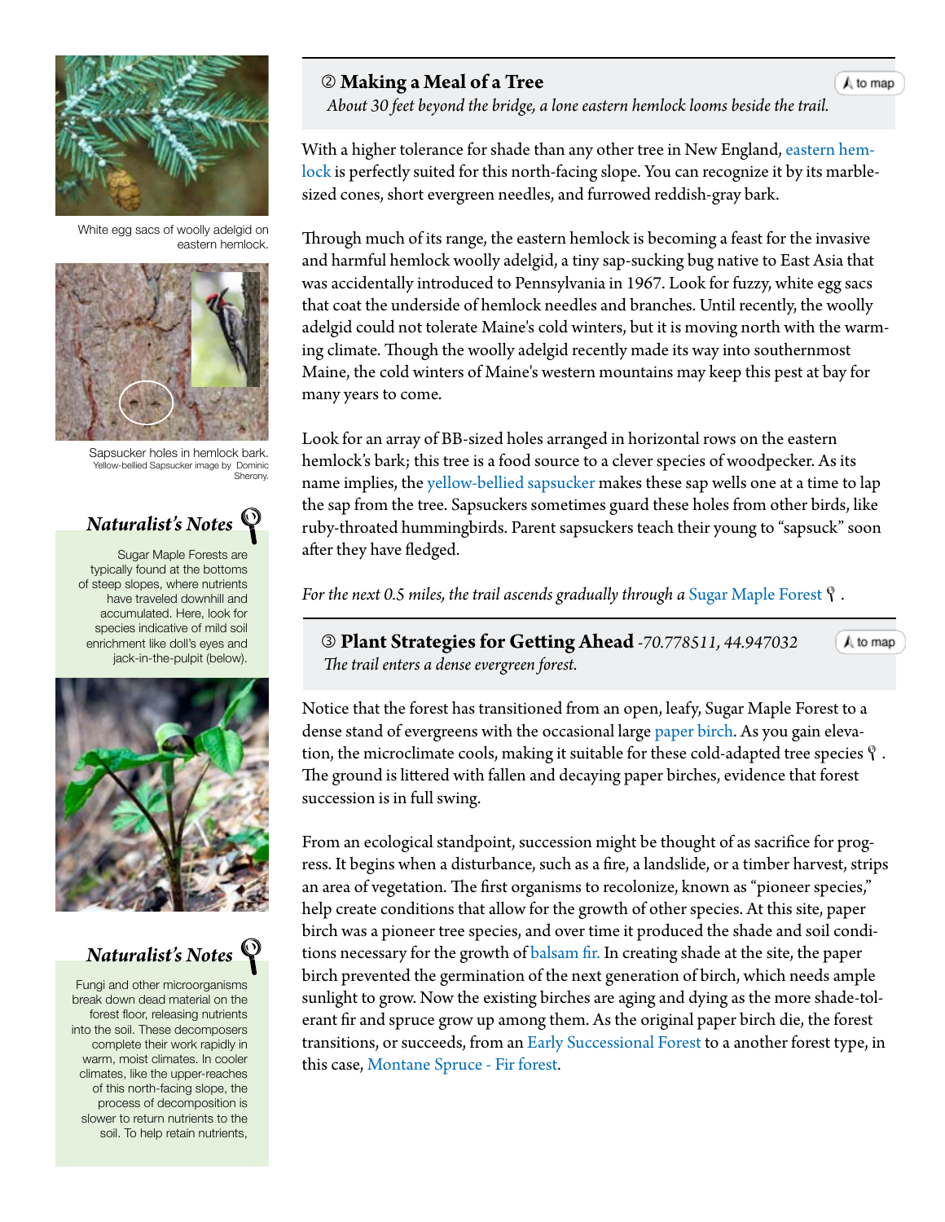## ② Making a Meal of a Tree

*About 30 feet beyond the bridge, a lone eastern hemlock looms beside the trail.*

With a higher tolerance for shade than any other tree in New England, eastern hemlock is perfectly suited for this north-facing slope. You can recognize it by its marble-sized cones, short evergreen needles, and furrowed reddish-gray bark.

Through much of its range, the eastern hemlock is becoming a feast for the invasive and harmful hemlock woolly adelgid, a tiny sap-sucking bug native to East Asia that was accidentally introduced to Pennsylvania in 1967. Look for fuzzy, white egg sacs that coat the underside of hemlock needles and branches. Until recently, the woolly adelgid could not tolerate Maine's cold winters, but it is moving north with the warming climate. Though the woolly adelgid recently made its way into southernmost Maine, the cold winters of Maine's western mountains may keep this pest at bay for many years to come.

Look for an array of BB-sized holes arranged in horizontal rows on the eastern hemlock's bark; this tree is a food source to a clever species of woodpecker. As its name implies, the yellow-bellied sapsucker makes these sap wells one at a time to lap the sap from the tree. Sapsuckers sometimes guard these holes from other birds, like ruby-throated hummingbirds. Parent sapsuckers teach their young to "sapsuck" soon after they have fledged.

*For the next 0.5 miles, the trail ascends gradually through a* Sugar Maple Forest.

White egg sacs of woolly adelgid on eastern hemlock.

Sapsucker holes in hemlock bark. Yellow-bellied Sapsucker image by Dominic Sherony.

### *Naturalist's Notes*

Sugar Maple Forests are typically found at the bottoms of steep slopes, where nutrients have traveled downhill and accumulated. Here, look for species indicative of mild soil enrichment like doll's eyes and jack-in-the-pulpit (below).

## ③ Plant Strategies for Getting Ahead *-70.778511, 44.947032*

*The trail enters a dense evergreen forest.*

Notice that the forest has transitioned from an open, leafy, Sugar Maple Forest to a dense stand of evergreens with the occasional large paper birch. As you gain elevation, the microclimate cools, making it suitable for these cold-adapted tree species. The ground is littered with fallen and decaying paper birches, evidence that forest succession is in full swing.

From an ecological standpoint, succession might be thought of as sacrifice for progress. It begins when a disturbance, such as a fire, a landslide, or a timber harvest, strips an area of vegetation. The first organisms to recolonize, known as "pioneer species," help create conditions that allow for the growth of other species. At this site, paper birch was a pioneer tree species, and over time it produced the shade and soil conditions necessary for the growth of balsam fir. In creating shade at the site, the paper birch prevented the germination of the next generation of birch, which needs ample sunlight to grow. Now the existing birches are aging and dying as the more shade-tolerant fir and spruce grow up among them. As the original paper birch die, the forest transitions, or succeeds, from an Early Successional Forest to a another forest type, in this case, Montane Spruce - Fir forest.

### *Naturalist's Notes*

Fungi and other microorganisms break down dead material on the forest floor, releasing nutrients into the soil. These decomposers complete their work rapidly in warm, moist climates. In cooler climates, like the upper-reaches of this north-facing slope, the process of decomposition is slower to return nutrients to the soil. To help retain nutrients,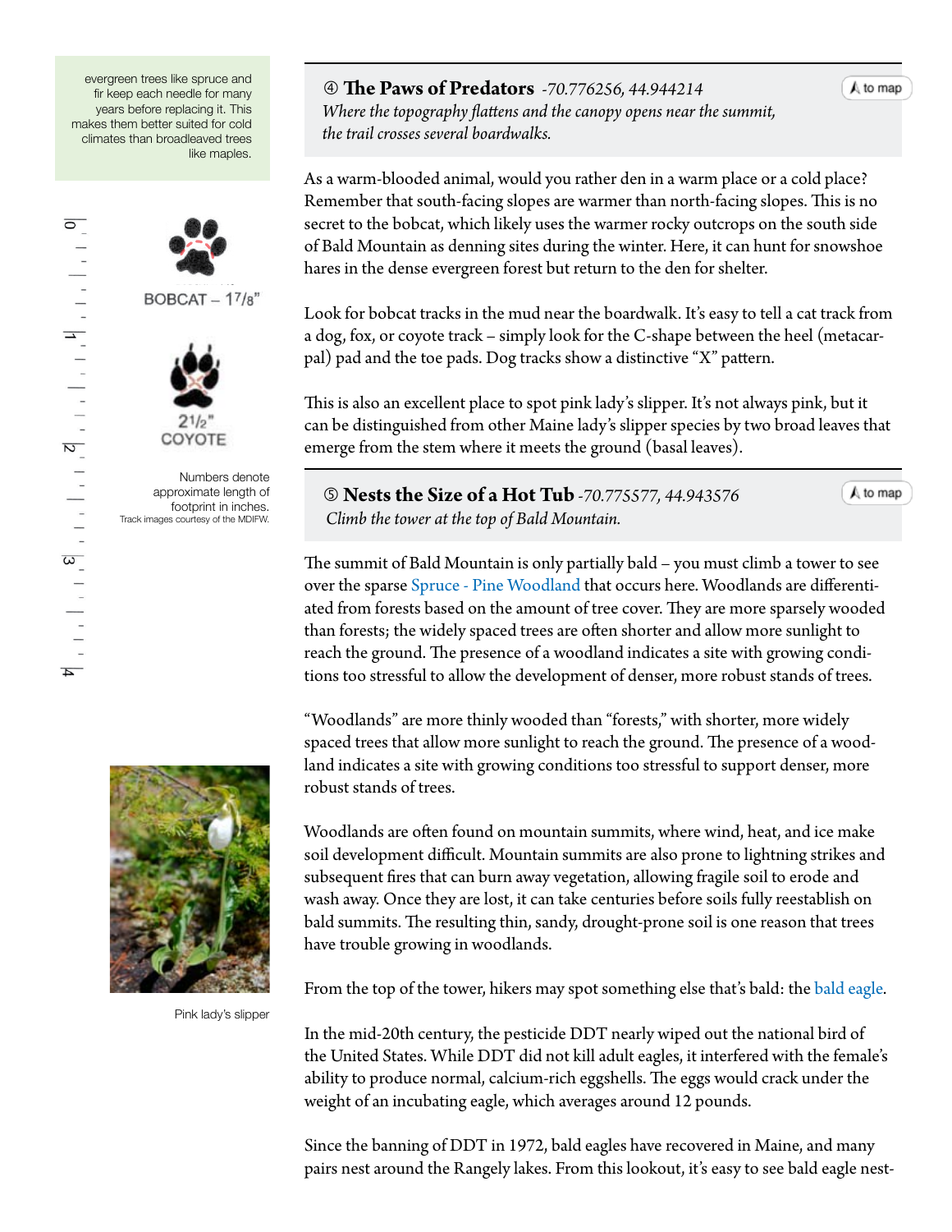evergreen trees like spruce and fir keep each needle for many years before replacing it. This makes them better suited for cold climates than broadleaved trees like maples.

BOBCAT – 1 7/8"

2 1/2" COYOTE

Numbers denote approximate length of footprint in inches.
Track images courtesy of the MDIFW.

Pink lady's slipper

## ④ The Paws of Predators *-70.776256, 44.944214*

*Where the topography flattens and the canopy opens near the summit, the trail crosses several boardwalks.*

As a warm-blooded animal, would you rather den in a warm place or a cold place? Remember that south-facing slopes are warmer than north-facing slopes. This is no secret to the bobcat, which likely uses the warmer rocky outcrops on the south side of Bald Mountain as denning sites during the winter. Here, it can hunt for snowshoe hares in the dense evergreen forest but return to the den for shelter.

Look for bobcat tracks in the mud near the boardwalk. It's easy to tell a cat track from a dog, fox, or coyote track – simply look for the C-shape between the heel (metacarpal) pad and the toe pads. Dog tracks show a distinctive "X" pattern.

This is also an excellent place to spot pink lady's slipper. It's not always pink, but it can be distinguished from other Maine lady's slipper species by two broad leaves that emerge from the stem where it meets the ground (basal leaves).

## ⑤ Nests the Size of a Hot Tub *-70.775577, 44.943576*

*Climb the tower at the top of Bald Mountain.*

The summit of Bald Mountain is only partially bald – you must climb a tower to see over the sparse Spruce - Pine Woodland that occurs here. Woodlands are differentiated from forests based on the amount of tree cover. They are more sparsely wooded than forests; the widely spaced trees are often shorter and allow more sunlight to reach the ground. The presence of a woodland indicates a site with growing conditions too stressful to allow the development of denser, more robust stands of trees.

"Woodlands" are more thinly wooded than "forests," with shorter, more widely spaced trees that allow more sunlight to reach the ground. The presence of a woodland indicates a site with growing conditions too stressful to support denser, more robust stands of trees.

Woodlands are often found on mountain summits, where wind, heat, and ice make soil development difficult. Mountain summits are also prone to lightning strikes and subsequent fires that can burn away vegetation, allowing fragile soil to erode and wash away. Once they are lost, it can take centuries before soils fully reestablish on bald summits. The resulting thin, sandy, drought-prone soil is one reason that trees have trouble growing in woodlands.

From the top of the tower, hikers may spot something else that's bald: the bald eagle.

In the mid-20th century, the pesticide DDT nearly wiped out the national bird of the United States. While DDT did not kill adult eagles, it interfered with the female's ability to produce normal, calcium-rich eggshells. The eggs would crack under the weight of an incubating eagle, which averages around 12 pounds.

Since the banning of DDT in 1972, bald eagles have recovered in Maine, and many pairs nest around the Rangely lakes. From this lookout, it's easy to see bald eagle nest-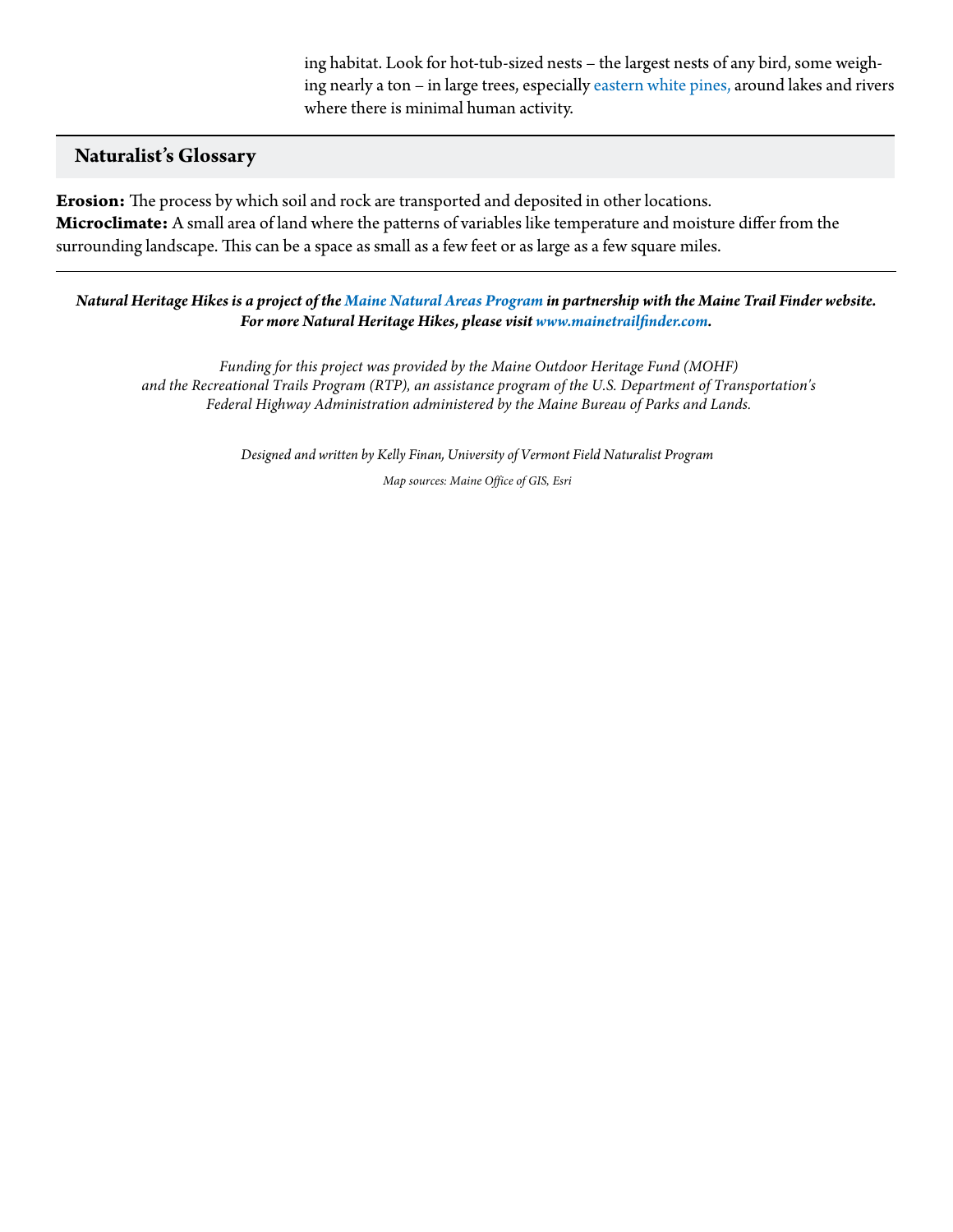ing habitat. Look for hot-tub-sized nests – the largest nests of any bird, some weighing nearly a ton – in large trees, especially eastern white pines, around lakes and rivers where there is minimal human activity.

## Naturalist's Glossary

**Erosion:** The process by which soil and rock are transported and deposited in other locations.
**Microclimate:** A small area of land where the patterns of variables like temperature and moisture differ from the surrounding landscape. This can be a space as small as a few feet or as large as a few square miles.

***Natural Heritage Hikes is a project of the Maine Natural Areas Program in partnership with the Maine Trail Finder website. For more Natural Heritage Hikes, please visit www.mainetrailfinder.com.***

*Funding for this project was provided by the Maine Outdoor Heritage Fund (MOHF) and the Recreational Trails Program (RTP), an assistance program of the U.S. Department of Transportation's Federal Highway Administration administered by the Maine Bureau of Parks and Lands.*

*Designed and written by Kelly Finan, University of Vermont Field Naturalist Program*

*Map sources: Maine Office of GIS, Esri*